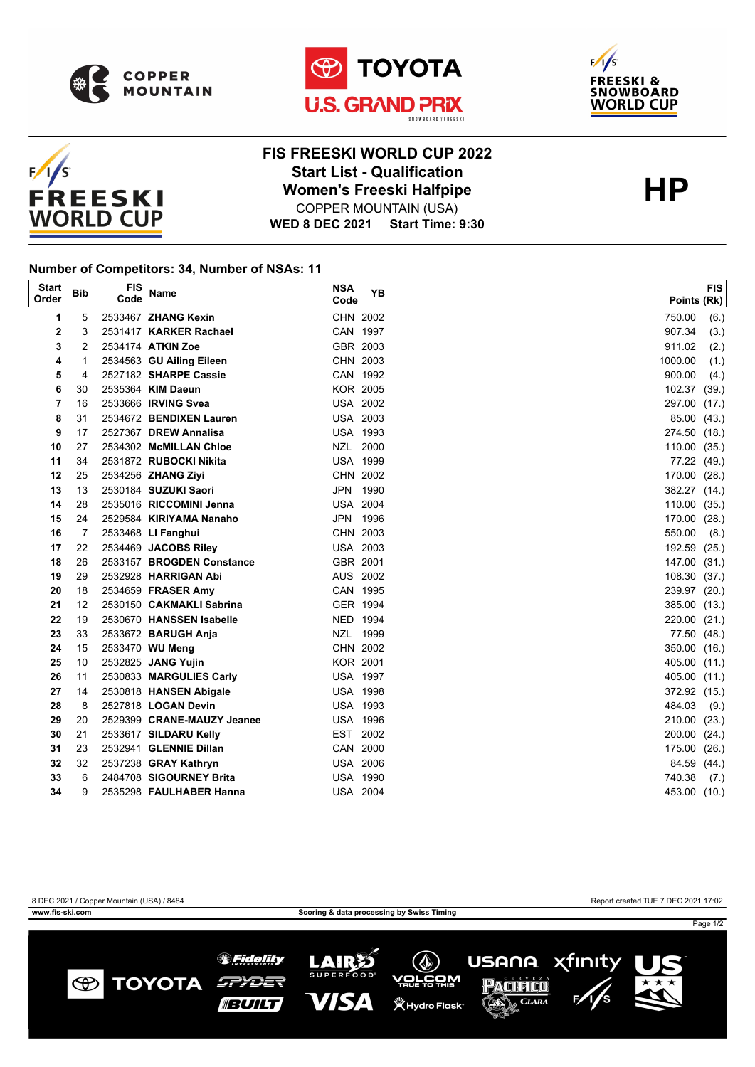# FIS FREESKI WORLD CUP 2022

## Start List - Qualification

## Women's Freeski Halfpipe

COPPER MOUNTAIN (USA)

**WED 8 DEC 2021 Start Time: 9:30**

**HP**

### Number of Competitors: 34, Number of NSAs: 11

| Start Order | Bib | FIS Code | Name | NSA Code | YB | FIS Points (Rk) |
|---|---|---|---|---|---|---|
| 1 | 5 | 2533467 | **ZHANG Kexin** | CHN | 2002 | 750.00 (6.) |
| 2 | 3 | 2531417 | **KARKER Rachael** | CAN | 1997 | 907.34 (3.) |
| 3 | 2 | 2534174 | **ATKIN Zoe** | GBR | 2003 | 911.02 (2.) |
| 4 | 1 | 2534563 | **GU Ailing Eileen** | CHN | 2003 | 1000.00 (1.) |
| 5 | 4 | 2527182 | **SHARPE Cassie** | CAN | 1992 | 900.00 (4.) |
| 6 | 30 | 2535364 | **KIM Daeun** | KOR | 2005 | 102.37 (39.) |
| 7 | 16 | 2533666 | **IRVING Svea** | USA | 2002 | 297.00 (17.) |
| 8 | 31 | 2534672 | **BENDIXEN Lauren** | USA | 2003 | 85.00 (43.) |
| 9 | 17 | 2527367 | **DREW Annalisa** | USA | 1993 | 274.50 (18.) |
| 10 | 27 | 2534302 | **McMILLAN Chloe** | NZL | 2000 | 110.00 (35.) |
| 11 | 34 | 2531872 | **RUBOCKI Nikita** | USA | 1999 | 77.22 (49.) |
| 12 | 25 | 2534256 | **ZHANG Ziyi** | CHN | 2002 | 170.00 (28.) |
| 13 | 13 | 2530184 | **SUZUKI Saori** | JPN | 1990 | 382.27 (14.) |
| 14 | 28 | 2535016 | **RICCOMINI Jenna** | USA | 2004 | 110.00 (35.) |
| 15 | 24 | 2529584 | **KIRIYAMA Nanaho** | JPN | 1996 | 170.00 (28.) |
| 16 | 7 | 2533468 | **LI Fanghui** | CHN | 2003 | 550.00 (8.) |
| 17 | 22 | 2534469 | **JACOBS Riley** | USA | 2003 | 192.59 (25.) |
| 18 | 26 | 2533157 | **BROGDEN Constance** | GBR | 2001 | 147.00 (31.) |
| 19 | 29 | 2532928 | **HARRIGAN Abi** | AUS | 2002 | 108.30 (37.) |
| 20 | 18 | 2534659 | **FRASER Amy** | CAN | 1995 | 239.97 (20.) |
| 21 | 12 | 2530150 | **CAKMAKLI Sabrina** | GER | 1994 | 385.00 (13.) |
| 22 | 19 | 2530670 | **HANSSEN Isabelle** | NED | 1994 | 220.00 (21.) |
| 23 | 33 | 2533672 | **BARUGH Anja** | NZL | 1999 | 77.50 (48.) |
| 24 | 15 | 2533470 | **WU Meng** | CHN | 2002 | 350.00 (16.) |
| 25 | 10 | 2532825 | **JANG Yujin** | KOR | 2001 | 405.00 (11.) |
| 26 | 11 | 2530833 | **MARGULIES Carly** | USA | 1997 | 405.00 (11.) |
| 27 | 14 | 2530818 | **HANSEN Abigale** | USA | 1998 | 372.92 (15.) |
| 28 | 8 | 2527818 | **LOGAN Devin** | USA | 1993 | 484.03 (9.) |
| 29 | 20 | 2529399 | **CRANE-MAUZY Jeanee** | USA | 1996 | 210.00 (23.) |
| 30 | 21 | 2533617 | **SILDARU Kelly** | EST | 2002 | 200.00 (24.) |
| 31 | 23 | 2532941 | **GLENNIE Dillan** | CAN | 2000 | 175.00 (26.) |
| 32 | 32 | 2537238 | **GRAY Kathryn** | USA | 2006 | 84.59 (44.) |
| 33 | 6 | 2484708 | **SIGOURNEY Brita** | USA | 1990 | 740.38 (7.) |
| 34 | 9 | 2535298 | **FAULHABER Hanna** | USA | 2004 | 453.00 (10.) |

8 DEC 2021 / Copper Mountain (USA) / 8484

Report created TUE 7 DEC 2021 17:02

www.fis-ski.com

Scoring & data processing by Swiss Timing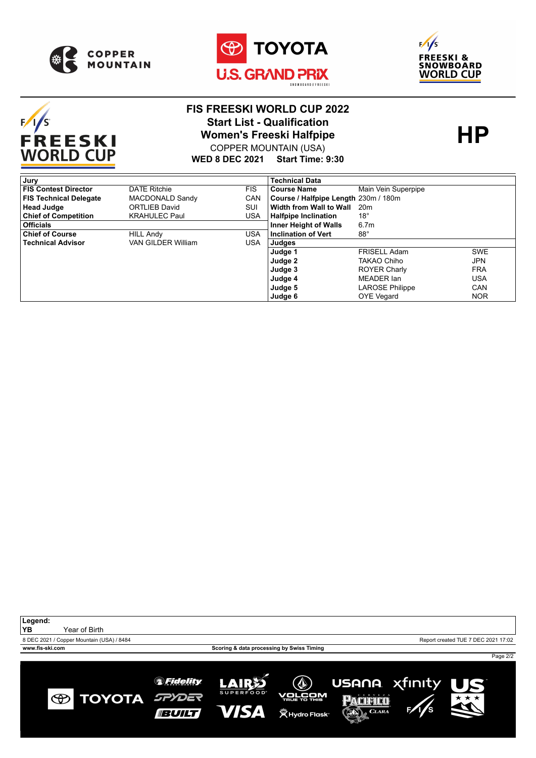# FIS FREESKI WORLD CUP 2022

## Start List - Qualification

## Women's Freeski Halfpipe

COPPER MOUNTAIN (USA)

**WED 8 DEC 2021 Start Time: 9:30**

**HP**

| Jury | | |
|---|---|---|
| **FIS Contest Director** | DATE Ritchie | FIS |
| **FIS Technical Delegate** | MACDONALD Sandy | CAN |
| **Head Judge** | ORTLIEB David | SUI |
| **Chief of Competition** | KRAHULEC Paul | USA |
| **Officials** | | |
| **Chief of Course** | HILL Andy | USA |
| **Technical Advisor** | VAN GILDER William | USA |

| Technical Data | | |
|---|---|---|
| **Course Name** | Main Vein Superpipe | |
| **Course / Halfpipe Length** | 230m / 180m | |
| **Width from Wall to Wall** | 20m | |
| **Halfpipe Inclination** | 18° | |
| **Inner Height of Walls** | 6.7m | |
| **Inclination of Vert** | 88° | |
| **Judges** | | |
| **Judge 1** | FRISELL Adam | SWE |
| **Judge 2** | TAKAO Chiho | JPN |
| **Judge 3** | ROYER Charly | FRA |
| **Judge 4** | MEADER Ian | USA |
| **Judge 5** | LAROSE Philippe | CAN |
| **Judge 6** | OYE Vegard | NOR |

**Legend:**
**YB** Year of Birth

8 DEC 2021 / Copper Mountain (USA) / 8484

Report created TUE 7 DEC 2021 17:02

**www.fis-ski.com**

**Scoring & data processing by Swiss Timing**